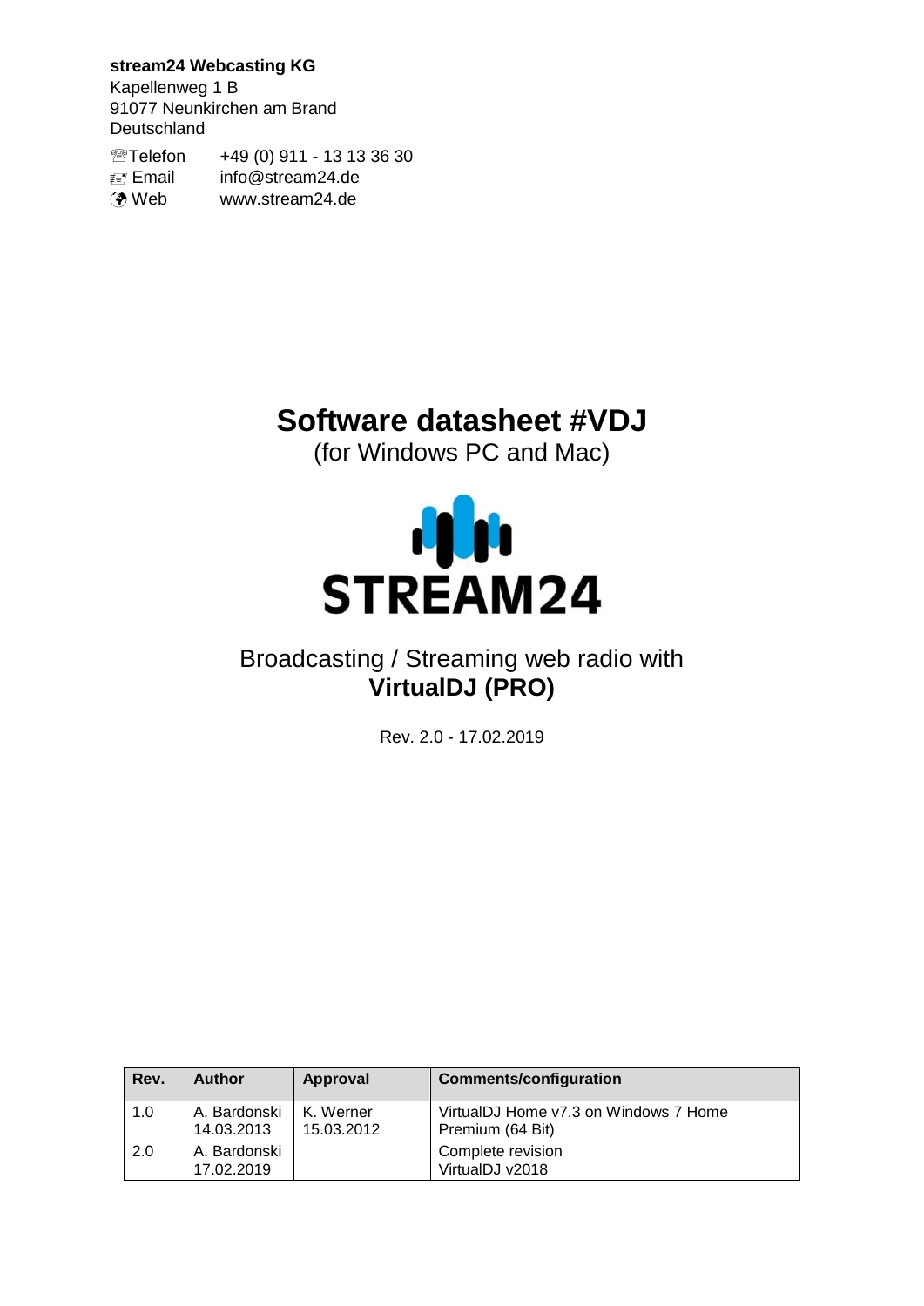**stream24 Webcasting KG**
Kapellenweg 1 B
91077 Neunkirchen am Brand
Deutschland

☏Telefon +49 (0) 911 - 13 13 36 30
Email info@stream24.de
Web www.stream24.de

# Software datasheet #VDJ

(for Windows PC and Mac)

STREAM24

## Broadcasting / Streaming web radio with **VirtualDJ (PRO)**

Rev. 2.0 - 17.02.2019

| Rev. | Author | Approval | Comments/configuration |
|---|---|---|---|
| 1.0 | A. Bardonski 14.03.2013 | K. Werner 15.03.2012 | VirtualDJ Home v7.3 on Windows 7 Home Premium (64 Bit) |
| 2.0 | A. Bardonski 17.02.2019 | | Complete revision VirtualDJ v2018 |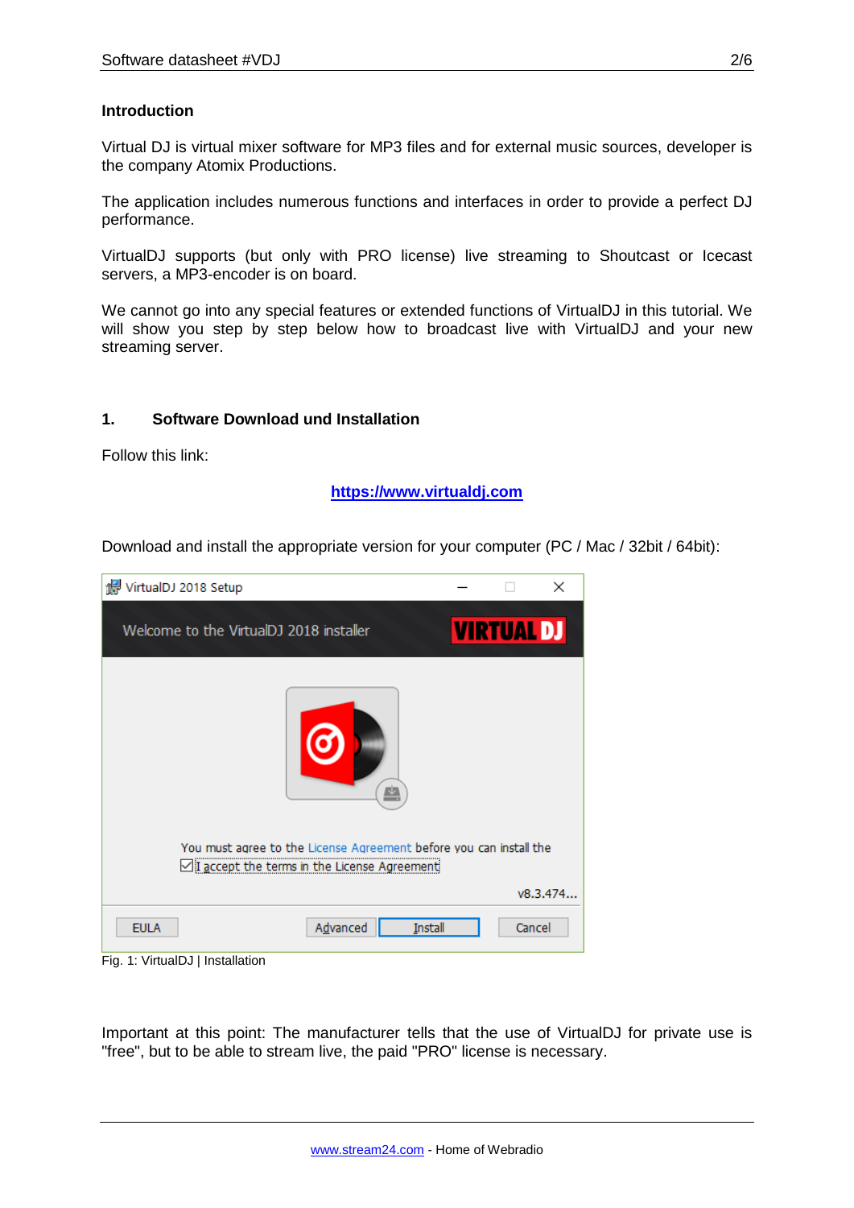## Introduction

Virtual DJ is virtual mixer software for MP3 files and for external music sources, developer is the company Atomix Productions.

The application includes numerous functions and interfaces in order to provide a perfect DJ performance.

VirtualDJ supports (but only with PRO license) live streaming to Shoutcast or Icecast servers, a MP3-encoder is on board.

We cannot go into any special features or extended functions of VirtualDJ in this tutorial. We will show you step by step below how to broadcast live with VirtualDJ and your new streaming server.

## 1. Software Download und Installation

Follow this link:

**https://www.virtualdj.com**

Download and install the appropriate version for your computer (PC / Mac / 32bit / 64bit):

Fig. 1: VirtualDJ | Installation

Important at this point: The manufacturer tells that the use of VirtualDJ for private use is "free", but to be able to stream live, the paid "PRO" license is necessary.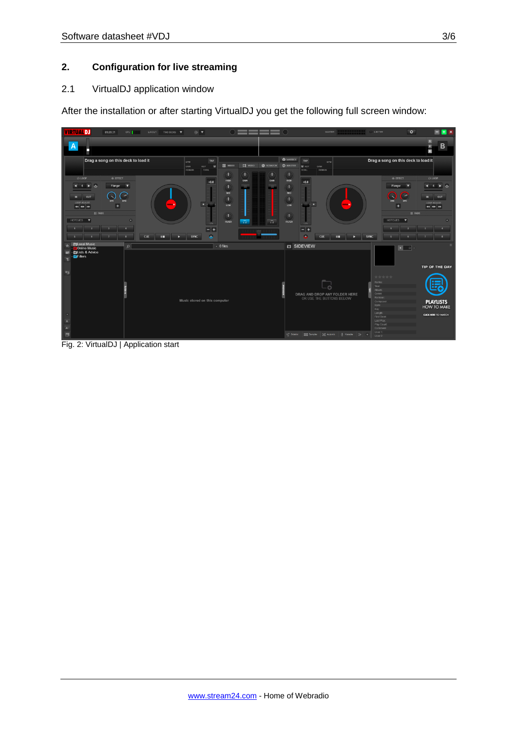## 2. Configuration for live streaming

### 2.1 VirtualDJ application window

After the installation or after starting VirtualDJ you get the following full screen window:

Fig. 2: VirtualDJ | Application start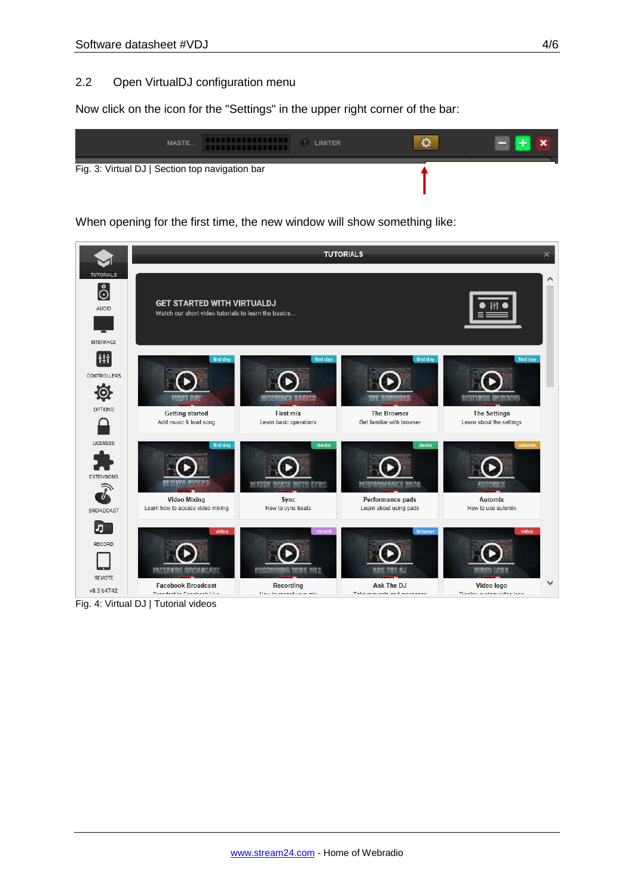## 2.2 Open VirtualDJ configuration menu

Now click on the icon for the "Settings" in the upper right corner of the bar:

Fig. 3: Virtual DJ | Section top navigation bar

When opening for the first time, the new window will show something like:

Fig. 4: Virtual DJ | Tutorial videos

[www.stream24.com](http://www.stream24.com) - Home of Webradio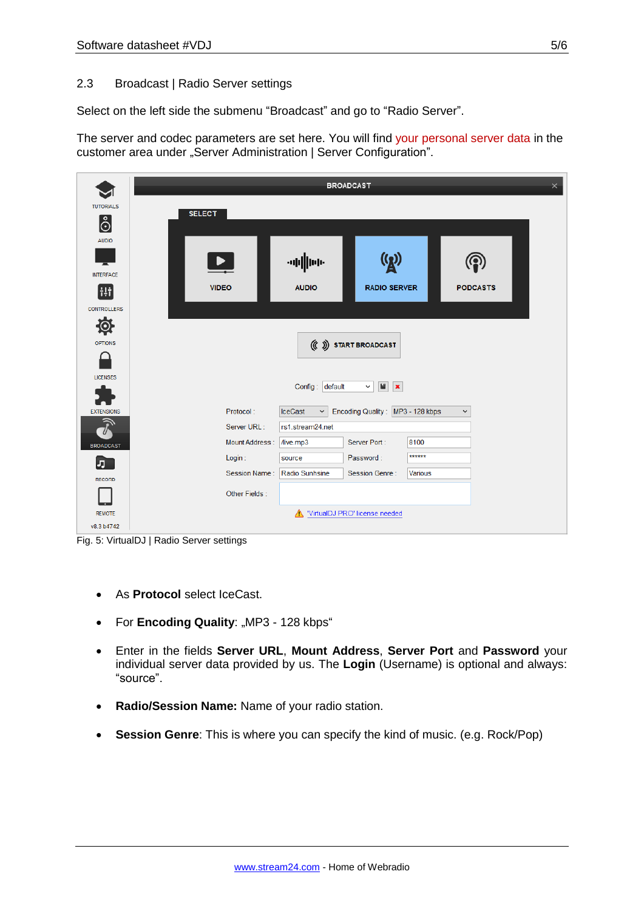## 2.3 Broadcast | Radio Server settings

Select on the left side the submenu “Broadcast” and go to “Radio Server”.

The server and codec parameters are set here. You will find your personal server data in the customer area under „Server Administration | Server Configuration”.

Fig. 5: VirtualDJ | Radio Server settings

- As **Protocol** select IceCast.
- For **Encoding Quality**: „MP3 - 128 kbps“
- Enter in the fields **Server URL**, **Mount Address**, **Server Port** and **Password** your individual server data provided by us. The **Login** (Username) is optional and always: “source”.
- **Radio/Session Name:** Name of your radio station.
- **Session Genre**: This is where you can specify the kind of music. (e.g. Rock/Pop)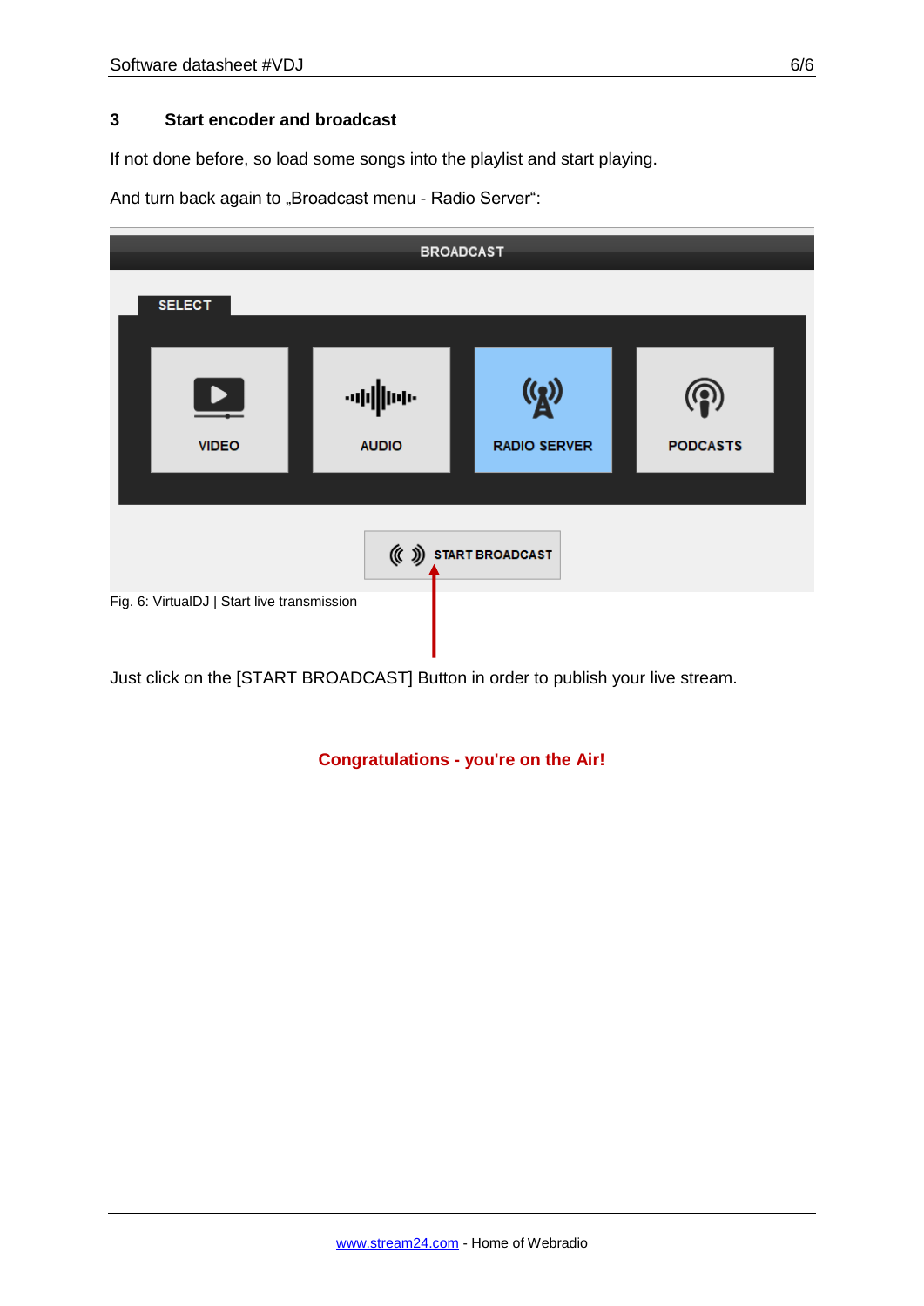## 3 Start encoder and broadcast

If not done before, so load some songs into the playlist and start playing.

And turn back again to „Broadcast menu - Radio Server":

BROADCAST

SELECT

VIDEO

AUDIO

RADIO SERVER

PODCASTS

START BROADCAST

Fig. 6: VirtualDJ | Start live transmission

Just click on the [START BROADCAST] Button in order to publish your live stream.

**Congratulations - you're on the Air!**

[www.stream24.com](http://www.stream24.com) - Home of Webradio